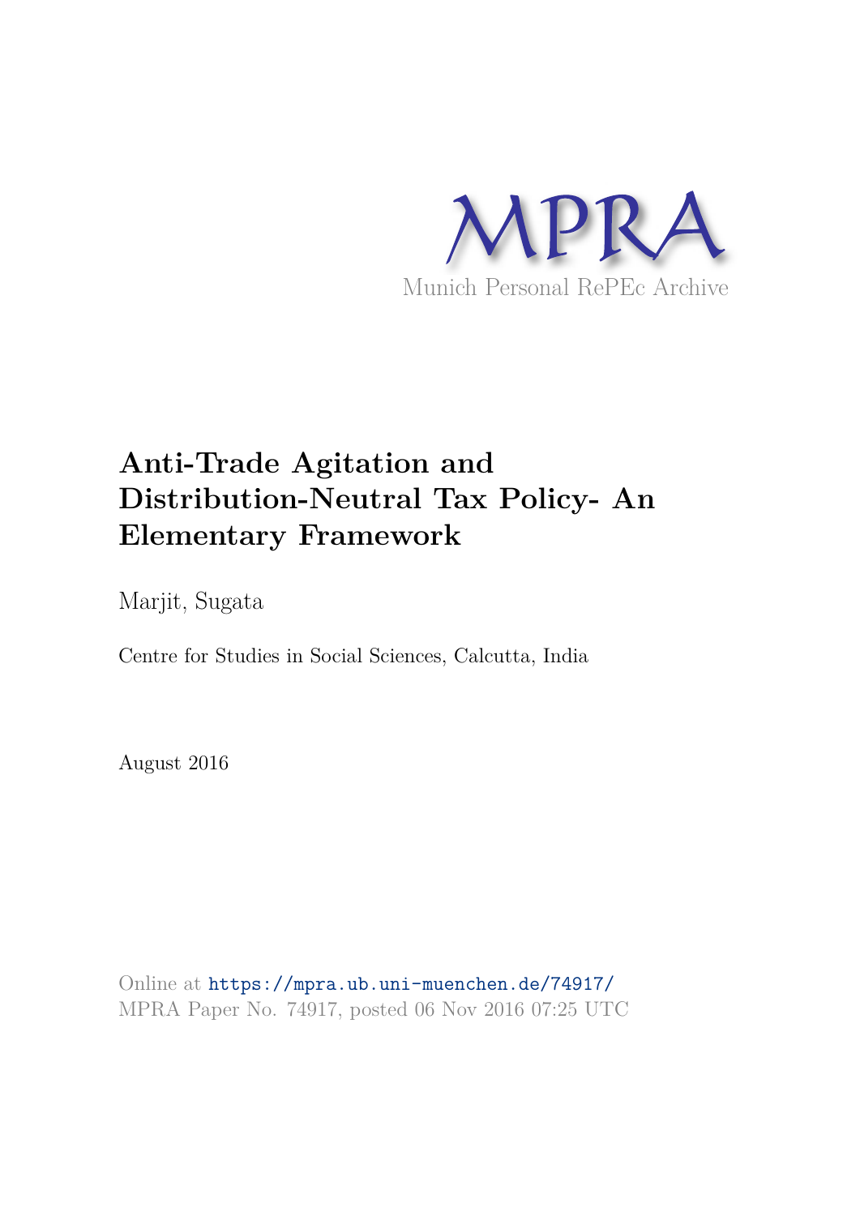MPRA

Munich Personal RePEc Archive

# Anti-Trade Agitation and Distribution-Neutral Tax Policy- An Elementary Framework

Marjit, Sugata

Centre for Studies in Social Sciences, Calcutta, India

August 2016

Online at https://mpra.ub.uni-muenchen.de/74917/
MPRA Paper No. 74917, posted 06 Nov 2016 07:25 UTC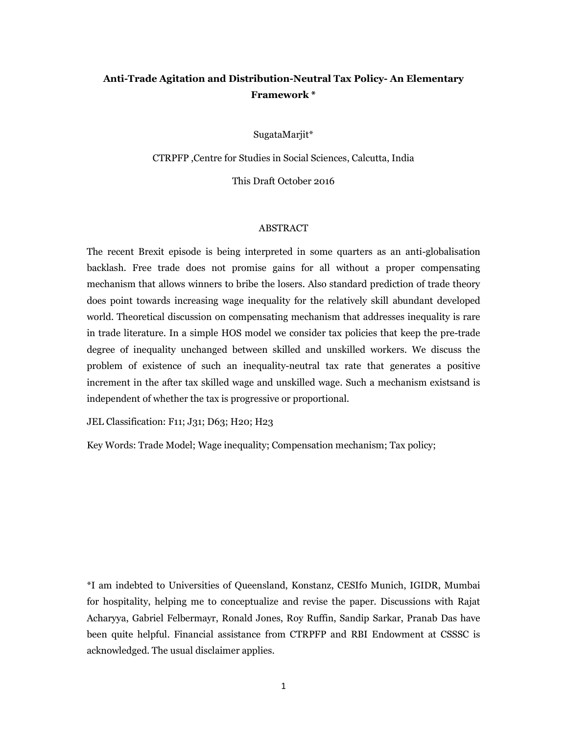**Anti-Trade Agitation and Distribution-Neutral Tax Policy- An Elementary Framework \***

SugataMarjit*

CTRPFP ,Centre for Studies in Social Sciences, Calcutta, India

This Draft October 2016

ABSTRACT

The recent Brexit episode is being interpreted in some quarters as an anti-globalisation backlash. Free trade does not promise gains for all without a proper compensating mechanism that allows winners to bribe the losers. Also standard prediction of trade theory does point towards increasing wage inequality for the relatively skill abundant developed world. Theoretical discussion on compensating mechanism that addresses inequality is rare in trade literature. In a simple HOS model we consider tax policies that keep the pre-trade degree of inequality unchanged between skilled and unskilled workers. We discuss the problem of existence of such an inequality-neutral tax rate that generates a positive increment in the after tax skilled wage and unskilled wage. Such a mechanism existsand is independent of whether the tax is progressive or proportional.

JEL Classification: F11; J31; D63; H20; H23

Key Words: Trade Model; Wage inequality; Compensation mechanism; Tax policy;

*I am indebted to Universities of Queensland, Konstanz, CESIfo Munich, IGIDR, Mumbai for hospitality, helping me to conceptualize and revise the paper. Discussions with Rajat Acharyya, Gabriel Felbermayr, Ronald Jones, Roy Ruffin, Sandip Sarkar, Pranab Das have been quite helpful. Financial assistance from CTRPFP and RBI Endowment at CSSSC is acknowledged. The usual disclaimer applies.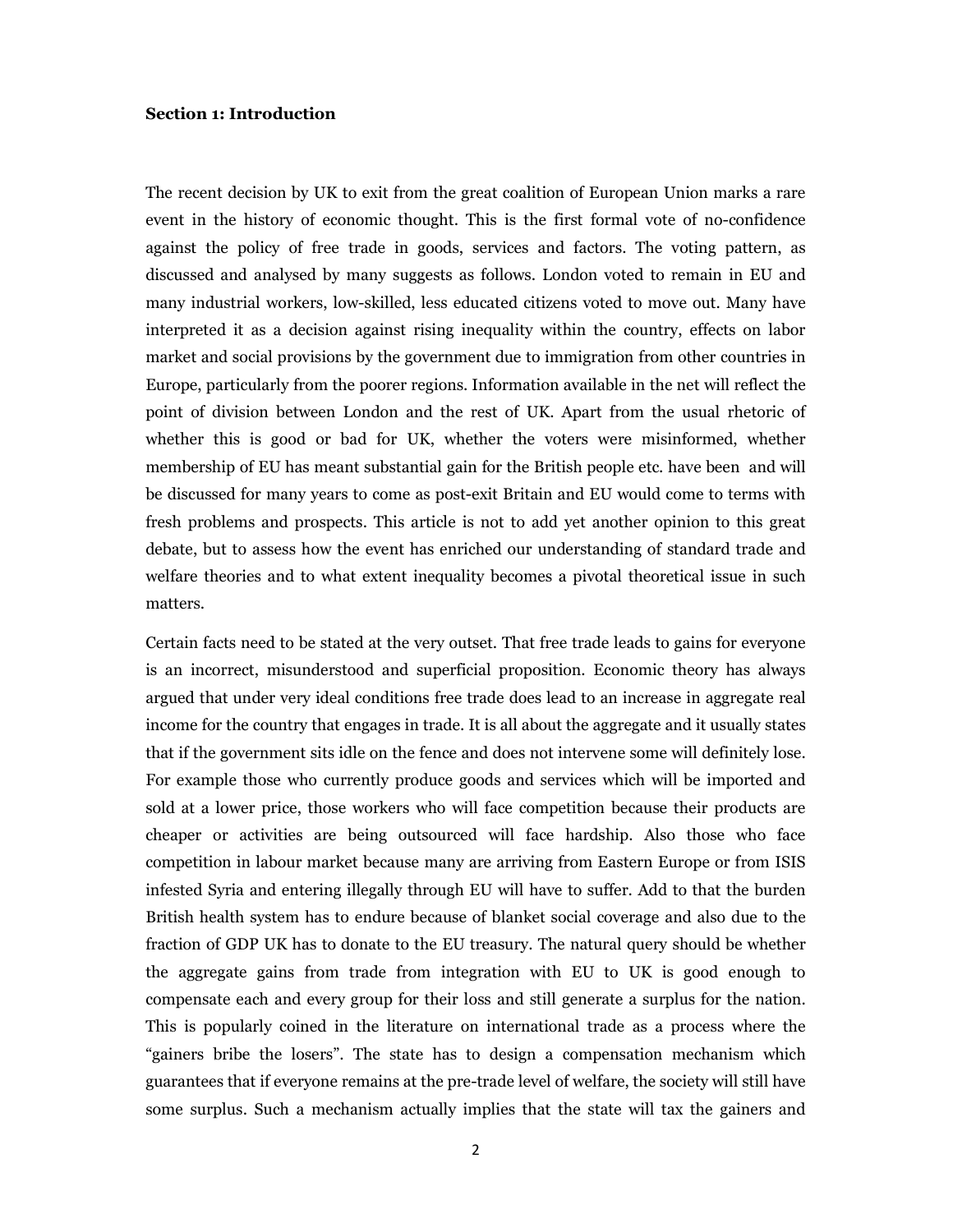**Section 1: Introduction**

The recent decision by UK to exit from the great coalition of European Union marks a rare event in the history of economic thought. This is the first formal vote of no-confidence against the policy of free trade in goods, services and factors. The voting pattern, as discussed and analysed by many suggests as follows. London voted to remain in EU and many industrial workers, low-skilled, less educated citizens voted to move out. Many have interpreted it as a decision against rising inequality within the country, effects on labor market and social provisions by the government due to immigration from other countries in Europe, particularly from the poorer regions. Information available in the net will reflect the point of division between London and the rest of UK. Apart from the usual rhetoric of whether this is good or bad for UK, whether the voters were misinformed, whether membership of EU has meant substantial gain for the British people etc. have been and will be discussed for many years to come as post-exit Britain and EU would come to terms with fresh problems and prospects. This article is not to add yet another opinion to this great debate, but to assess how the event has enriched our understanding of standard trade and welfare theories and to what extent inequality becomes a pivotal theoretical issue in such matters.

Certain facts need to be stated at the very outset. That free trade leads to gains for everyone is an incorrect, misunderstood and superficial proposition. Economic theory has always argued that under very ideal conditions free trade does lead to an increase in aggregate real income for the country that engages in trade. It is all about the aggregate and it usually states that if the government sits idle on the fence and does not intervene some will definitely lose. For example those who currently produce goods and services which will be imported and sold at a lower price, those workers who will face competition because their products are cheaper or activities are being outsourced will face hardship. Also those who face competition in labour market because many are arriving from Eastern Europe or from ISIS infested Syria and entering illegally through EU will have to suffer. Add to that the burden British health system has to endure because of blanket social coverage and also due to the fraction of GDP UK has to donate to the EU treasury. The natural query should be whether the aggregate gains from trade from integration with EU to UK is good enough to compensate each and every group for their loss and still generate a surplus for the nation. This is popularly coined in the literature on international trade as a process where the "gainers bribe the losers". The state has to design a compensation mechanism which guarantees that if everyone remains at the pre-trade level of welfare, the society will still have some surplus. Such a mechanism actually implies that the state will tax the gainers and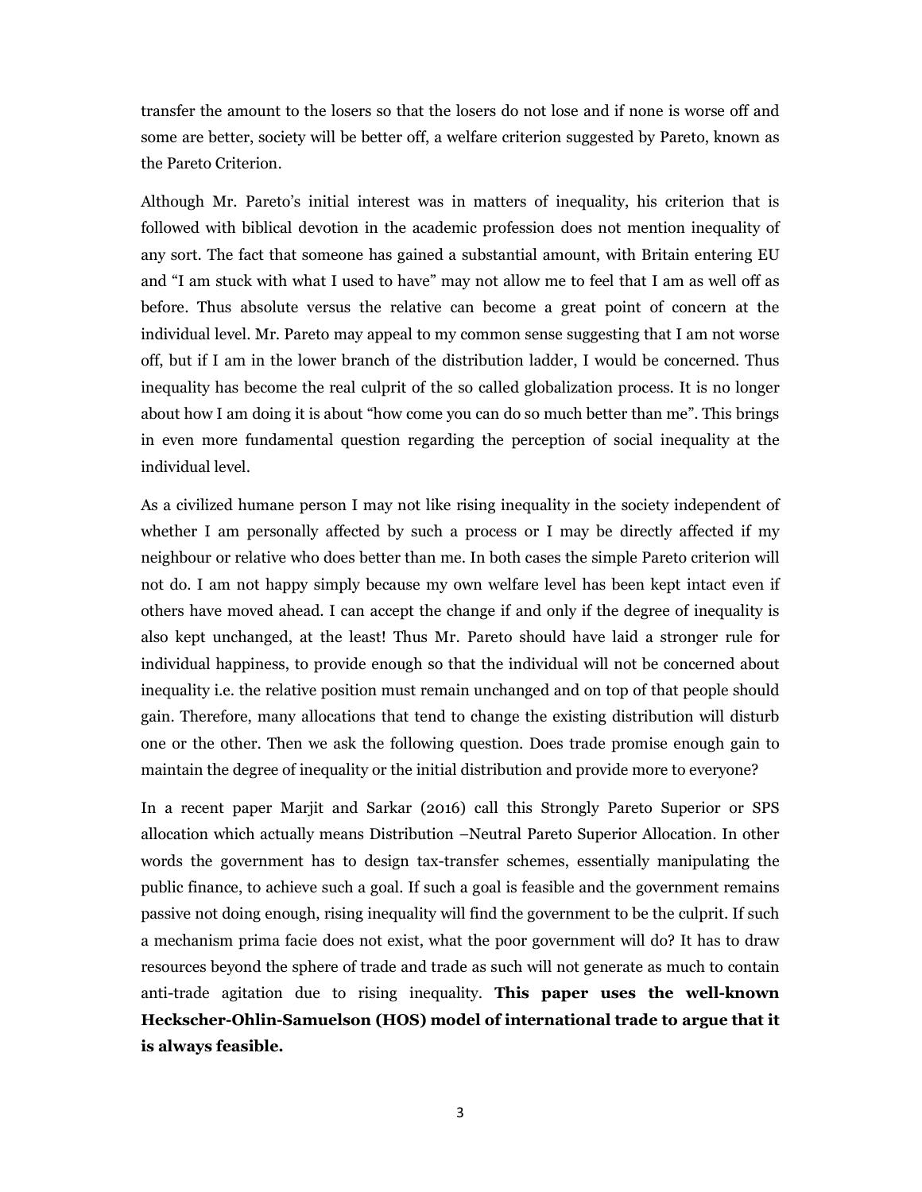transfer the amount to the losers so that the losers do not lose and if none is worse off and some are better, society will be better off, a welfare criterion suggested by Pareto, known as the Pareto Criterion.

Although Mr. Pareto's initial interest was in matters of inequality, his criterion that is followed with biblical devotion in the academic profession does not mention inequality of any sort. The fact that someone has gained a substantial amount, with Britain entering EU and "I am stuck with what I used to have" may not allow me to feel that I am as well off as before. Thus absolute versus the relative can become a great point of concern at the individual level. Mr. Pareto may appeal to my common sense suggesting that I am not worse off, but if I am in the lower branch of the distribution ladder, I would be concerned. Thus inequality has become the real culprit of the so called globalization process. It is no longer about how I am doing it is about "how come you can do so much better than me". This brings in even more fundamental question regarding the perception of social inequality at the individual level.

As a civilized humane person I may not like rising inequality in the society independent of whether I am personally affected by such a process or I may be directly affected if my neighbour or relative who does better than me. In both cases the simple Pareto criterion will not do. I am not happy simply because my own welfare level has been kept intact even if others have moved ahead. I can accept the change if and only if the degree of inequality is also kept unchanged, at the least! Thus Mr. Pareto should have laid a stronger rule for individual happiness, to provide enough so that the individual will not be concerned about inequality i.e. the relative position must remain unchanged and on top of that people should gain. Therefore, many allocations that tend to change the existing distribution will disturb one or the other. Then we ask the following question. Does trade promise enough gain to maintain the degree of inequality or the initial distribution and provide more to everyone?

In a recent paper Marjit and Sarkar (2016) call this Strongly Pareto Superior or SPS allocation which actually means Distribution –Neutral Pareto Superior Allocation. In other words the government has to design tax-transfer schemes, essentially manipulating the public finance, to achieve such a goal. If such a goal is feasible and the government remains passive not doing enough, rising inequality will find the government to be the culprit. If such a mechanism prima facie does not exist, what the poor government will do? It has to draw resources beyond the sphere of trade and trade as such will not generate as much to contain anti-trade agitation due to rising inequality. **This paper uses the well-known Heckscher-Ohlin-Samuelson (HOS) model of international trade to argue that it is always feasible.**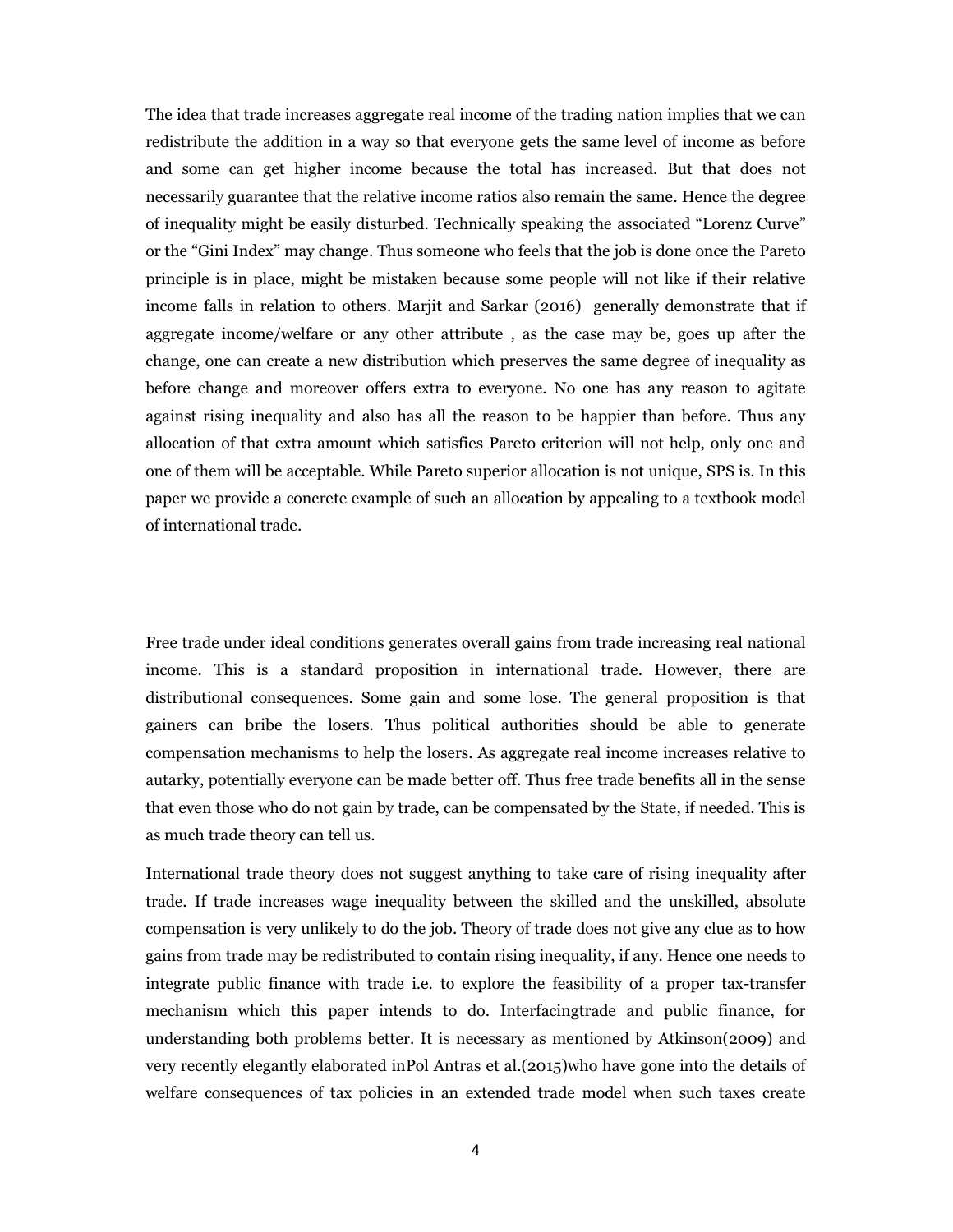The idea that trade increases aggregate real income of the trading nation implies that we can redistribute the addition in a way so that everyone gets the same level of income as before and some can get higher income because the total has increased. But that does not necessarily guarantee that the relative income ratios also remain the same. Hence the degree of inequality might be easily disturbed. Technically speaking the associated "Lorenz Curve" or the "Gini Index" may change. Thus someone who feels that the job is done once the Pareto principle is in place, might be mistaken because some people will not like if their relative income falls in relation to others. Marjit and Sarkar (2016) generally demonstrate that if aggregate income/welfare or any other attribute , as the case may be, goes up after the change, one can create a new distribution which preserves the same degree of inequality as before change and moreover offers extra to everyone. No one has any reason to agitate against rising inequality and also has all the reason to be happier than before. Thus any allocation of that extra amount which satisfies Pareto criterion will not help, only one and one of them will be acceptable. While Pareto superior allocation is not unique, SPS is. In this paper we provide a concrete example of such an allocation by appealing to a textbook model of international trade.

Free trade under ideal conditions generates overall gains from trade increasing real national income. This is a standard proposition in international trade. However, there are distributional consequences. Some gain and some lose. The general proposition is that gainers can bribe the losers. Thus political authorities should be able to generate compensation mechanisms to help the losers. As aggregate real income increases relative to autarky, potentially everyone can be made better off. Thus free trade benefits all in the sense that even those who do not gain by trade, can be compensated by the State, if needed. This is as much trade theory can tell us.

International trade theory does not suggest anything to take care of rising inequality after trade. If trade increases wage inequality between the skilled and the unskilled, absolute compensation is very unlikely to do the job. Theory of trade does not give any clue as to how gains from trade may be redistributed to contain rising inequality, if any. Hence one needs to integrate public finance with trade i.e. to explore the feasibility of a proper tax-transfer mechanism which this paper intends to do. Interfacingtrade and public finance, for understanding both problems better. It is necessary as mentioned by Atkinson(2009) and very recently elegantly elaborated inPol Antras et al.(2015)who have gone into the details of welfare consequences of tax policies in an extended trade model when such taxes create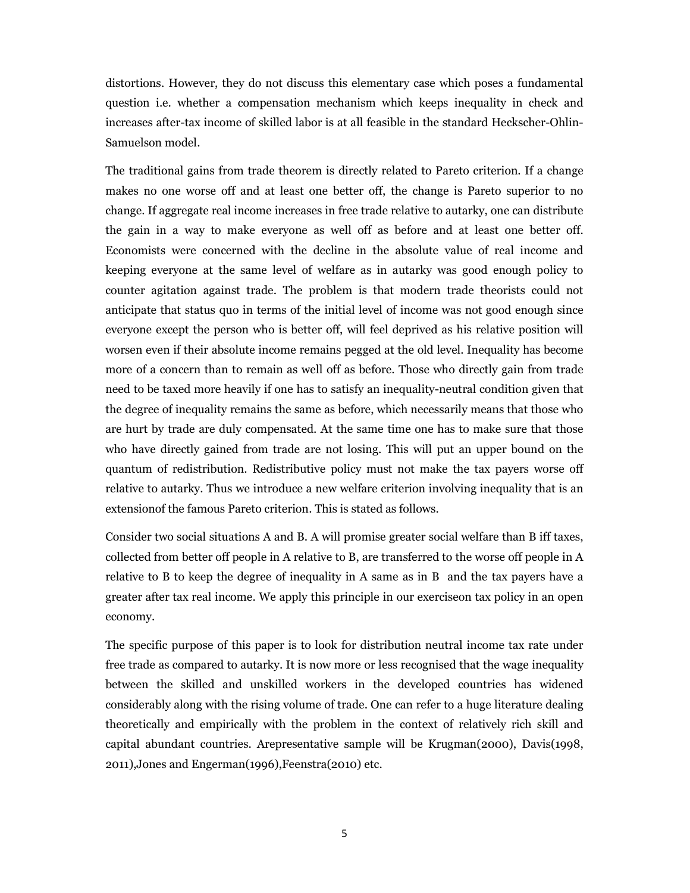distortions. However, they do not discuss this elementary case which poses a fundamental question i.e. whether a compensation mechanism which keeps inequality in check and increases after-tax income of skilled labor is at all feasible in the standard Heckscher-Ohlin-Samuelson model.

The traditional gains from trade theorem is directly related to Pareto criterion. If a change makes no one worse off and at least one better off, the change is Pareto superior to no change. If aggregate real income increases in free trade relative to autarky, one can distribute the gain in a way to make everyone as well off as before and at least one better off. Economists were concerned with the decline in the absolute value of real income and keeping everyone at the same level of welfare as in autarky was good enough policy to counter agitation against trade. The problem is that modern trade theorists could not anticipate that status quo in terms of the initial level of income was not good enough since everyone except the person who is better off, will feel deprived as his relative position will worsen even if their absolute income remains pegged at the old level. Inequality has become more of a concern than to remain as well off as before. Those who directly gain from trade need to be taxed more heavily if one has to satisfy an inequality-neutral condition given that the degree of inequality remains the same as before, which necessarily means that those who are hurt by trade are duly compensated. At the same time one has to make sure that those who have directly gained from trade are not losing. This will put an upper bound on the quantum of redistribution. Redistributive policy must not make the tax payers worse off relative to autarky. Thus we introduce a new welfare criterion involving inequality that is an extensionof the famous Pareto criterion. This is stated as follows.

Consider two social situations A and B. A will promise greater social welfare than B iff taxes, collected from better off people in A relative to B, are transferred to the worse off people in A relative to B to keep the degree of inequality in A same as in B and the tax payers have a greater after tax real income. We apply this principle in our exerciseon tax policy in an open economy.

The specific purpose of this paper is to look for distribution neutral income tax rate under free trade as compared to autarky. It is now more or less recognised that the wage inequality between the skilled and unskilled workers in the developed countries has widened considerably along with the rising volume of trade. One can refer to a huge literature dealing theoretically and empirically with the problem in the context of relatively rich skill and capital abundant countries. Arepresentative sample will be Krugman(2000), Davis(1998, 2011),Jones and Engerman(1996),Feenstra(2010) etc.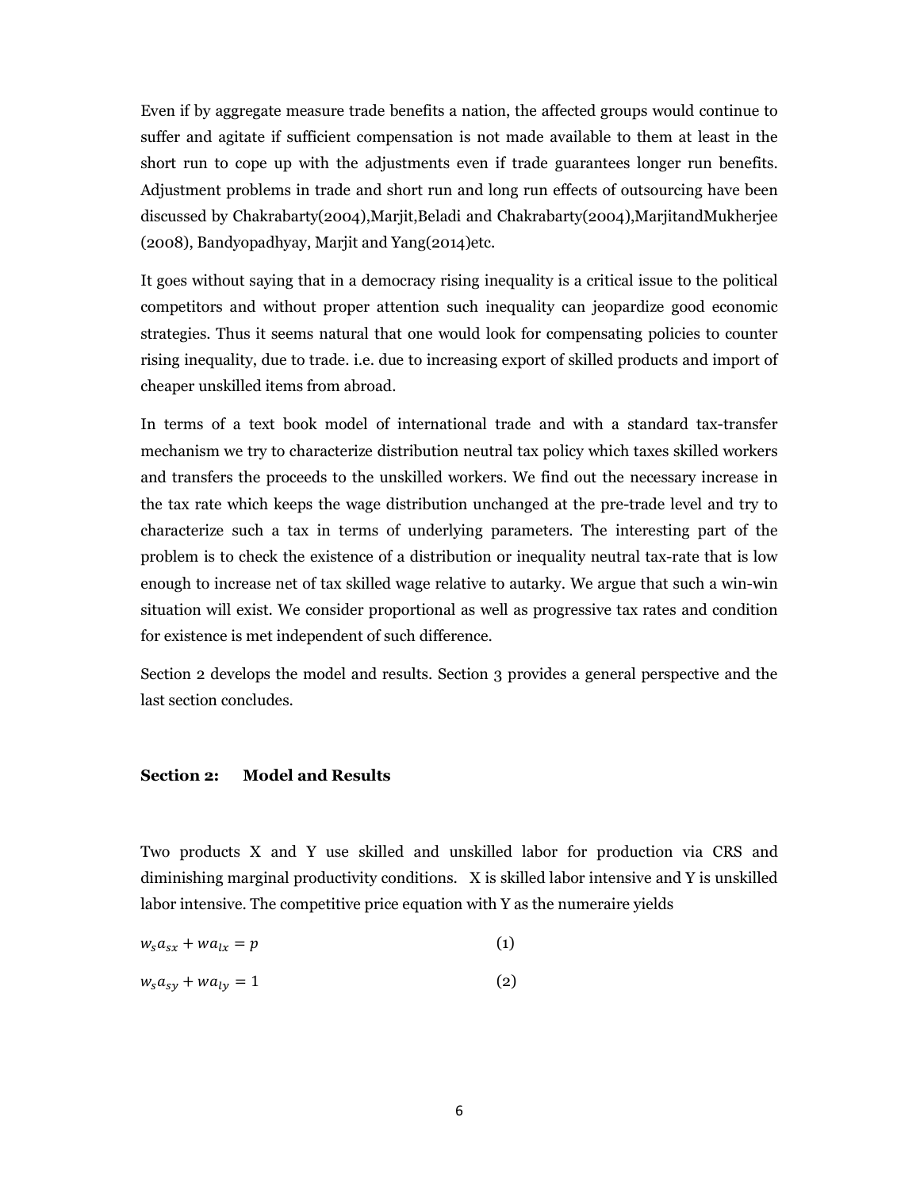Even if by aggregate measure trade benefits a nation, the affected groups would continue to suffer and agitate if sufficient compensation is not made available to them at least in the short run to cope up with the adjustments even if trade guarantees longer run benefits. Adjustment problems in trade and short run and long run effects of outsourcing have been discussed by Chakrabarty(2004),Marjit,Beladi and Chakrabarty(2004),MarjitandMukherjee (2008), Bandyopadhyay, Marjit and Yang(2014)etc.

It goes without saying that in a democracy rising inequality is a critical issue to the political competitors and without proper attention such inequality can jeopardize good economic strategies. Thus it seems natural that one would look for compensating policies to counter rising inequality, due to trade. i.e. due to increasing export of skilled products and import of cheaper unskilled items from abroad.

In terms of a text book model of international trade and with a standard tax-transfer mechanism we try to characterize distribution neutral tax policy which taxes skilled workers and transfers the proceeds to the unskilled workers. We find out the necessary increase in the tax rate which keeps the wage distribution unchanged at the pre-trade level and try to characterize such a tax in terms of underlying parameters. The interesting part of the problem is to check the existence of a distribution or inequality neutral tax-rate that is low enough to increase net of tax skilled wage relative to autarky. We argue that such a win-win situation will exist. We consider proportional as well as progressive tax rates and condition for existence is met independent of such difference.

Section 2 develops the model and results. Section 3 provides a general perspective and the last section concludes.

## Section 2: Model and Results

Two products X and Y use skilled and unskilled labor for production via CRS and diminishing marginal productivity conditions. X is skilled labor intensive and Y is unskilled labor intensive. The competitive price equation with Y as the numeraire yields

$$w_s a_{sx} + w a_{lx} = p \qquad (1)$$

$$w_s a_{sy} + w a_{ly} = 1 \qquad (2)$$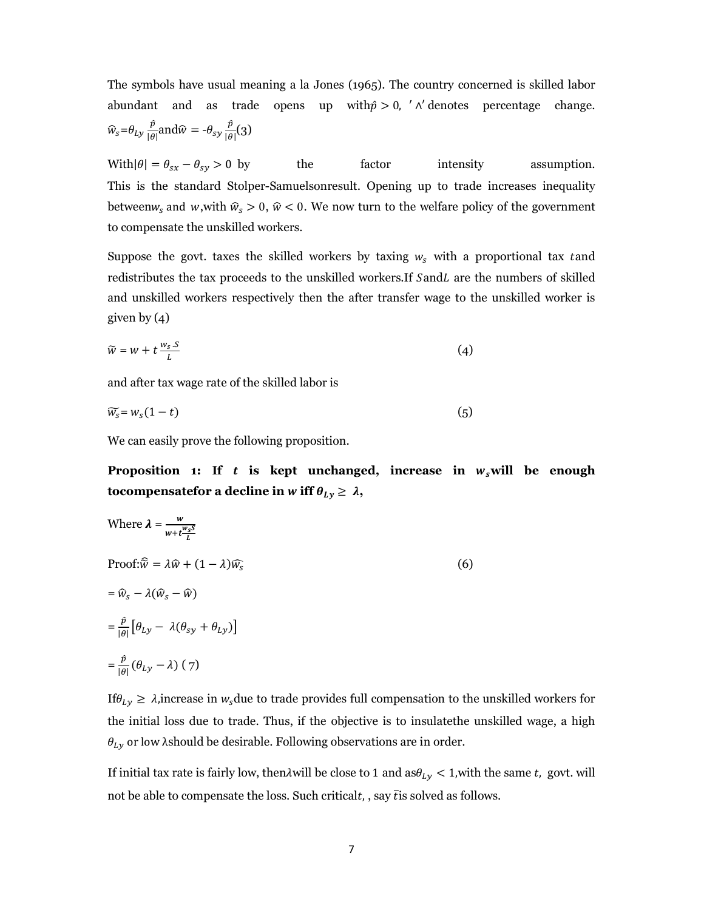The symbols have usual meaning a la Jones (1965). The country concerned is skilled labor abundant and as trade opens up with $\hat{p} > 0$, $'\wedge'$ denotes percentage change. $\hat{w}_s = \theta_{Ly} \frac{\hat{p}}{|\theta|}$ and $\hat{w} = -\theta_{sy} \frac{\hat{p}}{|\theta|}$ (3)

With $|\theta| = \theta_{sx} - \theta_{sy} > 0$ by the factor intensity assumption. This is the standard Stolper-Samuelson result. Opening up to trade increases inequality between $w_s$ and $w$, with $\hat{w}_s > 0$, $\hat{w} < 0$. We now turn to the welfare policy of the government to compensate the unskilled workers.

Suppose the govt. taxes the skilled workers by taxing $w_s$ with a proportional tax $t$ and redistributes the tax proceeds to the unskilled workers. If $S$ and $L$ are the numbers of skilled and unskilled workers respectively then the after transfer wage to the unskilled worker is given by (4)

$$\widetilde{w} = w + t\frac{w_s.S}{L} \tag{4}$$

and after tax wage rate of the skilled labor is

$$\widetilde{w_s} = w_s(1-t) \tag{5}$$

We can easily prove the following proposition.

**Proposition 1: If $t$ is kept unchanged, increase in $w_s$ will be enough to compensate for a decline in $w$ iff $\theta_{Ly} \geq \lambda$,**

Where $\lambda = \frac{w}{w + t\frac{w_s S}{L}}$

Proof: $\hat{\widetilde{w}} = \lambda\hat{w} + (1-\lambda)\widehat{w_s}$ (6)

$= \hat{w}_s - \lambda(\hat{w}_s - \hat{w})$

$= \frac{\hat{p}}{|\theta|}\left[\theta_{Ly} - \lambda(\theta_{sy} + \theta_{Ly})\right]$

$= \frac{\hat{p}}{|\theta|}(\theta_{Ly} - \lambda)$ (7)

If $\theta_{Ly} \geq \lambda$, increase in $w_s$ due to trade provides full compensation to the unskilled workers for the initial loss due to trade. Thus, if the objective is to insulate the unskilled wage, a high $\theta_{Ly}$ or low $\lambda$ should be desirable. Following observations are in order.

If initial tax rate is fairly low, then $\lambda$ will be close to 1 and as $\theta_{Ly} < 1$, with the same $t$, govt. will not be able to compensate the loss. Such critical $t$, , say $\bar{t}$ is solved as follows.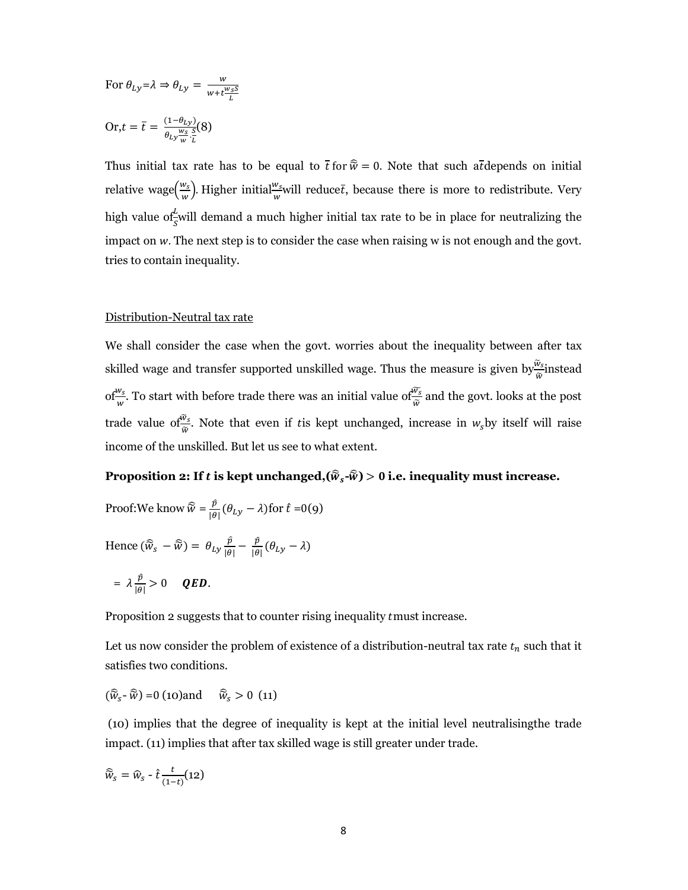For $\theta_{Ly}$=$\lambda \Rightarrow \theta_{Ly} = \frac{w}{w+t\frac{w_s S}{L}}$

Or,$t = \bar{t} = \frac{(1-\theta_{Ly})}{\theta_{Ly}\frac{w_s}{w}\cdot\frac{S}{L}}$(8)

Thus initial tax rate has to be equal to $\bar{t}$ for $\widehat{w} = 0$. Note that such a $\bar{t}$ depends on initial relative wage$\left(\frac{w_s}{w}\right)$. Higher initial $\frac{w_s}{w}$ will reduce $\bar{t}$, because there is more to redistribute. Very high value of $\frac{L}{S}$ will demand a much higher initial tax rate to be in place for neutralizing the impact on $w$. The next step is to consider the case when raising w is not enough and the govt. tries to contain inequality.

Distribution-Neutral tax rate

We shall consider the case when the govt. worries about the inequality between after tax skilled wage and transfer supported unskilled wage. Thus the measure is given by $\frac{\widetilde{w}_s}{\widetilde{w}}$ instead of $\frac{w_s}{w}$. To start with before trade there was an initial value of $\frac{\widetilde{w}_s}{\widetilde{w}}$ and the govt. looks at the post trade value of $\frac{\widetilde{w}_s}{\widetilde{w}}$. Note that even if $t$ is kept unchanged, increase in $w_s$ by itself will raise income of the unskilled. But let us see to what extent.

**Proposition 2: If $t$ is kept unchanged,($\widehat{w}_s$-$\widehat{w}$) > 0 i.e. inequality must increase.**

Proof:We know $\widehat{w} = \frac{\hat{p}}{|\theta|}(\theta_{Ly} - \lambda)$ for $\hat{t}$ =0(9)

Hence $(\widehat{w}_s - \widehat{w}) = \theta_{Ly}\frac{\hat{p}}{|\theta|} - \frac{\hat{p}}{|\theta|}(\theta_{Ly} - \lambda)$

$= \lambda\frac{\hat{p}}{|\theta|} > 0$ ***QED.***

Proposition 2 suggests that to counter rising inequality $t$ must increase.

Let us now consider the problem of existence of a distribution-neutral tax rate $t_n$ such that it satisfies two conditions.

($\widehat{w}_s$- $\widehat{w}$) =0 (10)and $\widehat{w}_s > 0$ (11)

(10) implies that the degree of inequality is kept at the initial level neutralisingthe trade impact. (11) implies that after tax skilled wage is still greater under trade.

$\widehat{w}_s = \widehat{w}_s - \hat{t}\frac{t}{(1-t)}$(12)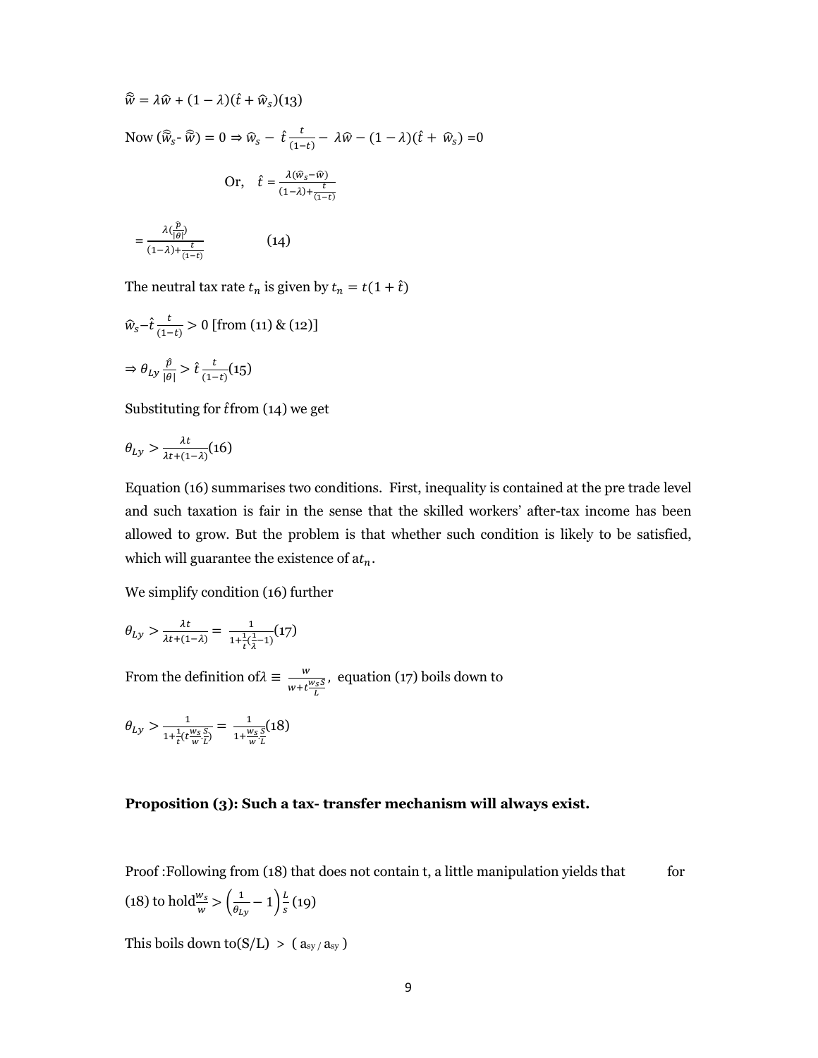$$\widehat{\widetilde{w}} = \lambda\hat{w} + (1-\lambda)(\hat{t} + \hat{w}_s)(13)$$

Now $(\widehat{\widetilde{w}}_s - \widehat{\widetilde{w}}) = 0 \Rightarrow \hat{w}_s - \hat{t}\frac{t}{(1-t)} - \lambda\hat{w} - (1-\lambda)(\hat{t} + \hat{w}_s) = 0$

$$\text{Or,} \quad \hat{t} = \frac{\lambda(\hat{w}_s - \hat{w})}{(1-\lambda) + \frac{t}{(1-t)}}$$

$$= \frac{\lambda(\frac{\hat{p}}{|\theta|})}{(1-\lambda) + \frac{t}{(1-t)}} \qquad (14)$$

The neutral tax rate $t_n$ is given by $t_n = t(1 + \hat{t})$

$\hat{w}_s - \hat{t}\frac{t}{(1-t)} > 0$ [from (11) & (12)]

$$\Rightarrow \theta_{Ly}\frac{\hat{p}}{|\theta|} > \hat{t}\frac{t}{(1-t)}(15)$$

Substituting for $\hat{t}$ from (14) we get

$$\theta_{Ly} > \frac{\lambda t}{\lambda t + (1-\lambda)}(16)$$

Equation (16) summarises two conditions. First, inequality is contained at the pre trade level and such taxation is fair in the sense that the skilled workers' after-tax income has been allowed to grow. But the problem is that whether such condition is likely to be satisfied, which will guarantee the existence of a $t_n$.

We simplify condition (16) further

$$\theta_{Ly} > \frac{\lambda t}{\lambda t + (1-\lambda)} = \frac{1}{1 + \frac{1}{t}(\frac{1}{\lambda} - 1)}(17)$$

From the definition of $\lambda \equiv \frac{w}{w + t\frac{w_s S}{L}}$, equation (17) boils down to

$$\theta_{Ly} > \frac{1}{1 + \frac{1}{t}(t\frac{w_s}{w}\frac{S}{L})} = \frac{1}{1 + \frac{w_s}{w}\frac{S}{L}}(18)$$

**Proposition (3): Such a tax- transfer mechanism will always exist.**

Proof :Following from (18) that does not contain t, a little manipulation yields that for (18) to hold $\frac{w_s}{w} > \left(\frac{1}{\theta_{Ly}} - 1\right)\frac{L}{S}$ (19)

This boils down to $(S/L) > (a_{sy} / a_{sy})$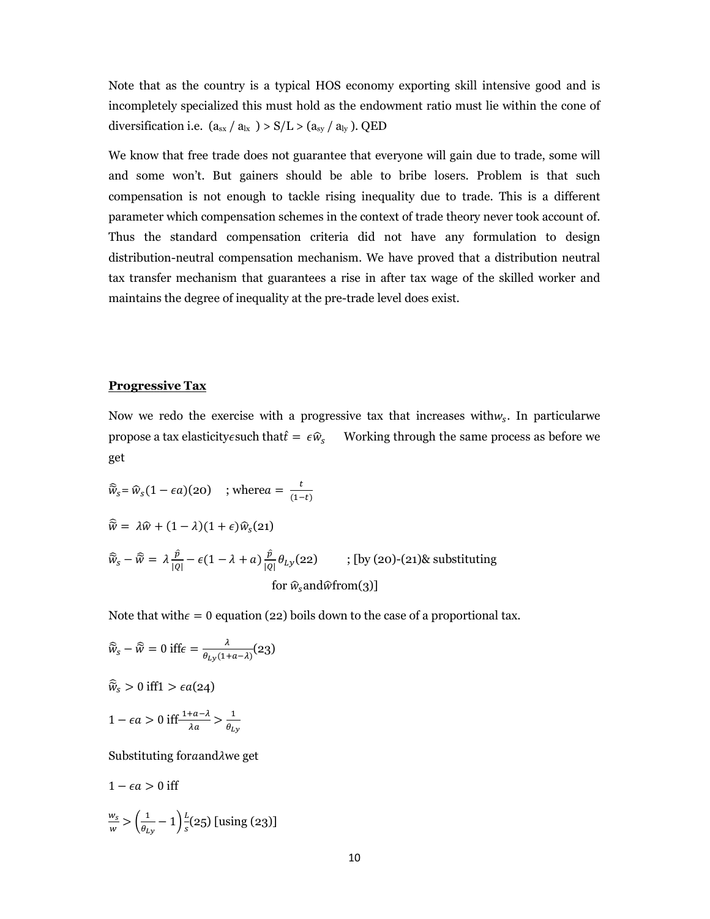Note that as the country is a typical HOS economy exporting skill intensive good and is incompletely specialized this must hold as the endowment ratio must lie within the cone of diversification i.e. $(a_{sx} / a_{lx}) > S/L > (a_{sy} / a_{ly})$. QED

We know that free trade does not guarantee that everyone will gain due to trade, some will and some won't. But gainers should be able to bribe losers. Problem is that such compensation is not enough to tackle rising inequality due to trade. This is a different parameter which compensation schemes in the context of trade theory never took account of. Thus the standard compensation criteria did not have any formulation to design distribution-neutral compensation mechanism. We have proved that a distribution neutral tax transfer mechanism that guarantees a rise in after tax wage of the skilled worker and maintains the degree of inequality at the pre-trade level does exist.

**Progressive Tax**

Now we redo the exercise with a progressive tax that increases with $w_s$. In particular we propose a tax elasticity $\epsilon$ such that $\hat{t} = \epsilon \hat{w}_s$ Working through the same process as before we get

$\hat{\widehat{w}}_s = \hat{w}_s(1 - \epsilon a)$ (20) ; where $a = \frac{t}{(1-t)}$

$\hat{\widehat{w}} = \lambda \hat{w} + (1 - \lambda)(1 + \epsilon)\hat{w}_s$ (21)

$\hat{\widehat{w}}_s - \hat{\widehat{w}} = \lambda \frac{\hat{p}}{|Q|} - \epsilon(1 - \lambda + a)\frac{\hat{p}}{|Q|}\theta_{Ly}$ (22) ; [by (20)-(21)& substituting for $\hat{w}_s$ and $\hat{w}$ from (3)]

Note that with $\epsilon = 0$ equation (22) boils down to the case of a proportional tax.

$\hat{\widehat{w}}_s - \hat{\widehat{w}} = 0$ iff $\epsilon = \frac{\lambda}{\theta_{Ly}(1+a-\lambda)}$ (23)

$\hat{\widehat{w}}_s > 0$ iff $1 > \epsilon a$ (24)

$1 - \epsilon a > 0$ iff $\frac{1+a-\lambda}{\lambda a} > \frac{1}{\theta_{Ly}}$

Substituting for $a$ and $\lambda$ we get

$1 - \epsilon a > 0$ iff

$\frac{w_s}{w} > \left(\frac{1}{\theta_{Ly}} - 1\right)\frac{L}{S}$ (25) [using (23)]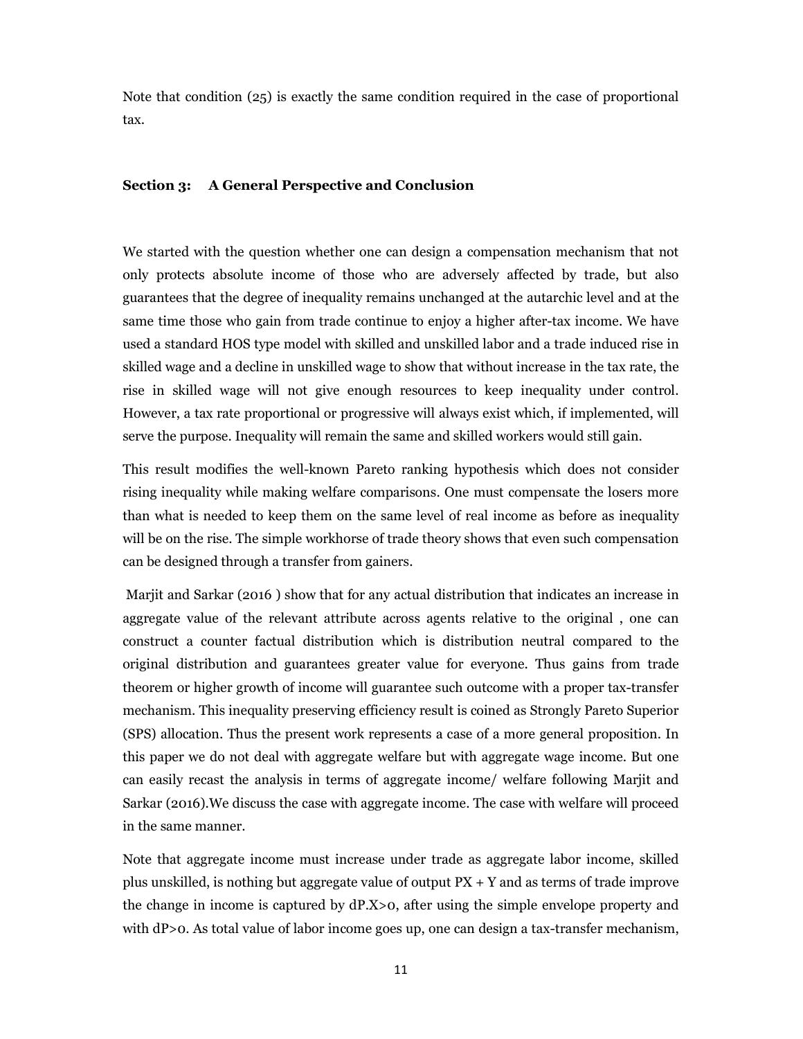Note that condition (25) is exactly the same condition required in the case of proportional tax.

### Section 3: A General Perspective and Conclusion

We started with the question whether one can design a compensation mechanism that not only protects absolute income of those who are adversely affected by trade, but also guarantees that the degree of inequality remains unchanged at the autarchic level and at the same time those who gain from trade continue to enjoy a higher after-tax income. We have used a standard HOS type model with skilled and unskilled labor and a trade induced rise in skilled wage and a decline in unskilled wage to show that without increase in the tax rate, the rise in skilled wage will not give enough resources to keep inequality under control. However, a tax rate proportional or progressive will always exist which, if implemented, will serve the purpose. Inequality will remain the same and skilled workers would still gain.

This result modifies the well-known Pareto ranking hypothesis which does not consider rising inequality while making welfare comparisons. One must compensate the losers more than what is needed to keep them on the same level of real income as before as inequality will be on the rise. The simple workhorse of trade theory shows that even such compensation can be designed through a transfer from gainers.

Marjit and Sarkar (2016 ) show that for any actual distribution that indicates an increase in aggregate value of the relevant attribute across agents relative to the original , one can construct a counter factual distribution which is distribution neutral compared to the original distribution and guarantees greater value for everyone. Thus gains from trade theorem or higher growth of income will guarantee such outcome with a proper tax-transfer mechanism. This inequality preserving efficiency result is coined as Strongly Pareto Superior (SPS) allocation. Thus the present work represents a case of a more general proposition. In this paper we do not deal with aggregate welfare but with aggregate wage income. But one can easily recast the analysis in terms of aggregate income/ welfare following Marjit and Sarkar (2016).We discuss the case with aggregate income. The case with welfare will proceed in the same manner.

Note that aggregate income must increase under trade as aggregate labor income, skilled plus unskilled, is nothing but aggregate value of output $PX + Y$ and as terms of trade improve the change in income is captured by $dP.X>0$, after using the simple envelope property and with $dP>0$. As total value of labor income goes up, one can design a tax-transfer mechanism,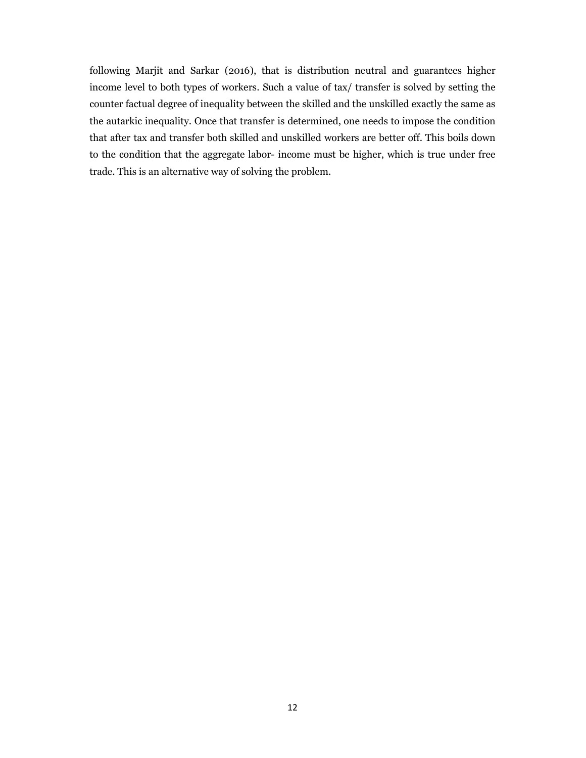following Marjit and Sarkar (2016), that is distribution neutral and guarantees higher income level to both types of workers. Such a value of tax/ transfer is solved by setting the counter factual degree of inequality between the skilled and the unskilled exactly the same as the autarkic inequality. Once that transfer is determined, one needs to impose the condition that after tax and transfer both skilled and unskilled workers are better off. This boils down to the condition that the aggregate labor- income must be higher, which is true under free trade. This is an alternative way of solving the problem.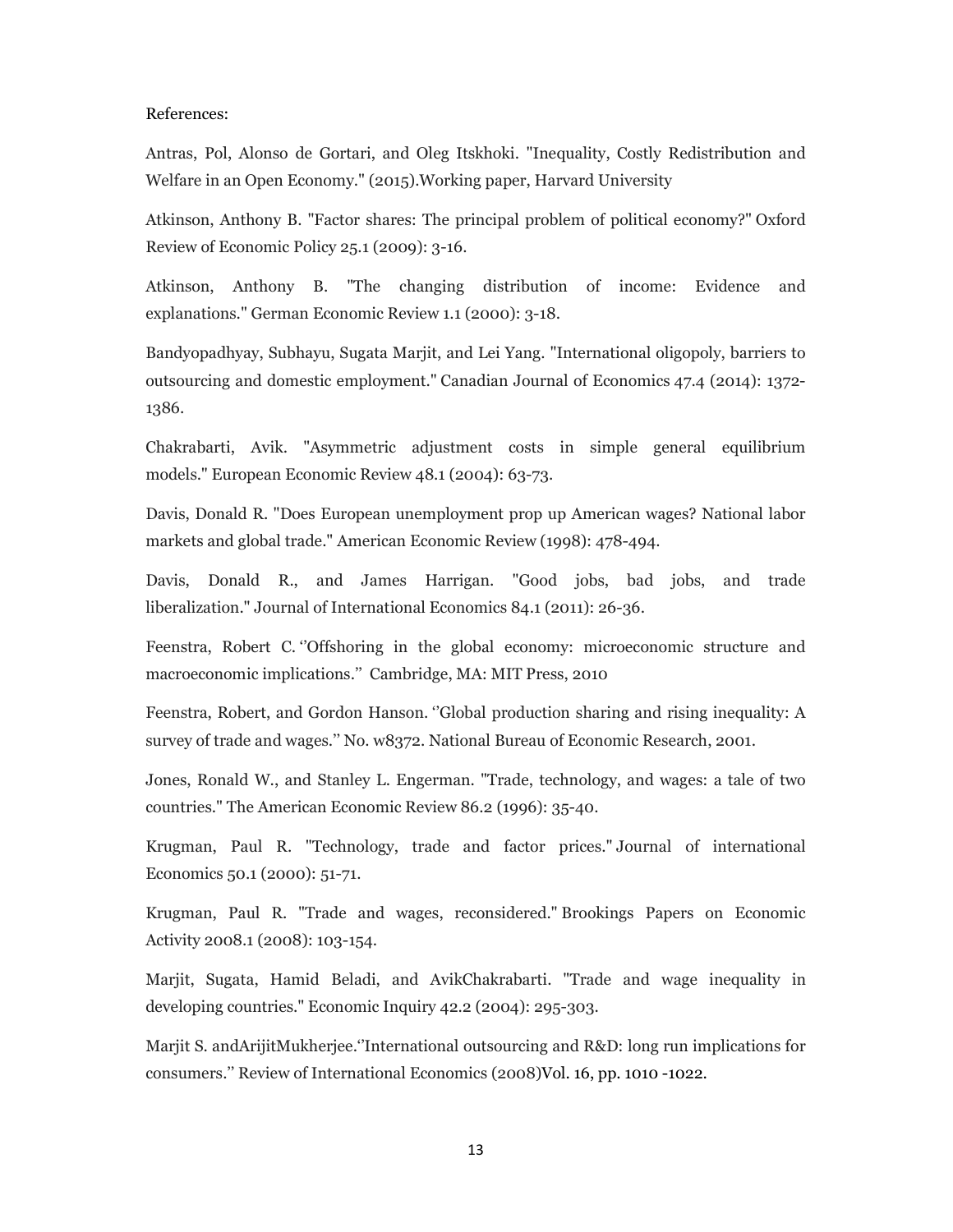References:

Antras, Pol, Alonso de Gortari, and Oleg Itskhoki. "Inequality, Costly Redistribution and Welfare in an Open Economy." (2015).Working paper, Harvard University

Atkinson, Anthony B. "Factor shares: The principal problem of political economy?" Oxford Review of Economic Policy 25.1 (2009): 3-16.

Atkinson, Anthony B. "The changing distribution of income: Evidence and explanations." German Economic Review 1.1 (2000): 3-18.

Bandyopadhyay, Subhayu, Sugata Marjit, and Lei Yang. "International oligopoly, barriers to outsourcing and domestic employment." Canadian Journal of Economics 47.4 (2014): 1372-1386.

Chakrabarti, Avik. "Asymmetric adjustment costs in simple general equilibrium models." European Economic Review 48.1 (2004): 63-73.

Davis, Donald R. "Does European unemployment prop up American wages? National labor markets and global trade." American Economic Review (1998): 478-494.

Davis, Donald R., and James Harrigan. "Good jobs, bad jobs, and trade liberalization." Journal of International Economics 84.1 (2011): 26-36.

Feenstra, Robert C. ‘’Offshoring in the global economy: microeconomic structure and macroeconomic implications.’’ Cambridge, MA: MIT Press, 2010

Feenstra, Robert, and Gordon Hanson. ‘’Global production sharing and rising inequality: A survey of trade and wages.’’ No. w8372. National Bureau of Economic Research, 2001.

Jones, Ronald W., and Stanley L. Engerman. "Trade, technology, and wages: a tale of two countries." The American Economic Review 86.2 (1996): 35-40.

Krugman, Paul R. "Technology, trade and factor prices." Journal of international Economics 50.1 (2000): 51-71.

Krugman, Paul R. "Trade and wages, reconsidered." Brookings Papers on Economic Activity 2008.1 (2008): 103-154.

Marjit, Sugata, Hamid Beladi, and AvikChakrabarti. "Trade and wage inequality in developing countries." Economic Inquiry 42.2 (2004): 295-303.

Marjit S. andArijitMukherjee.‘’International outsourcing and R&D: long run implications for consumers.’’ Review of International Economics (2008)Vol. 16, pp. 1010 -1022.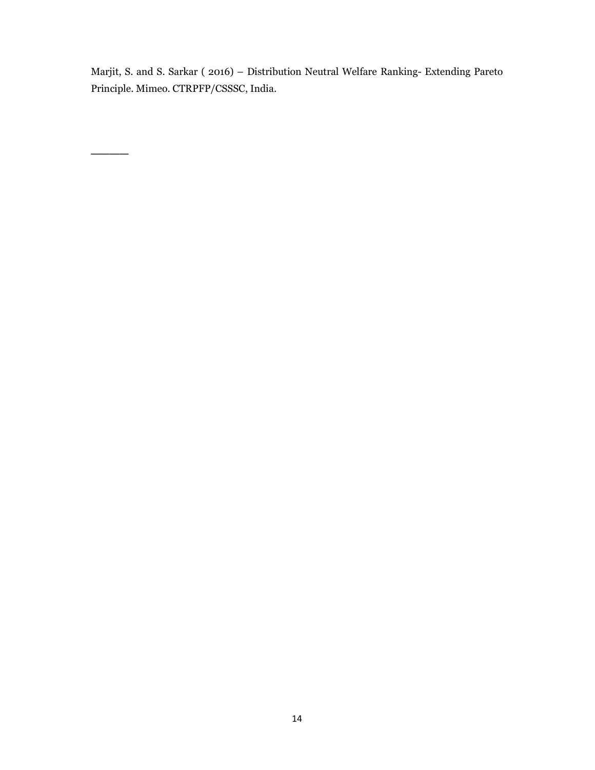Marjit, S. and S. Sarkar ( 2016) – Distribution Neutral Welfare Ranking- Extending Pareto Principle. Mimeo. CTRPFP/CSSSC, India.

______